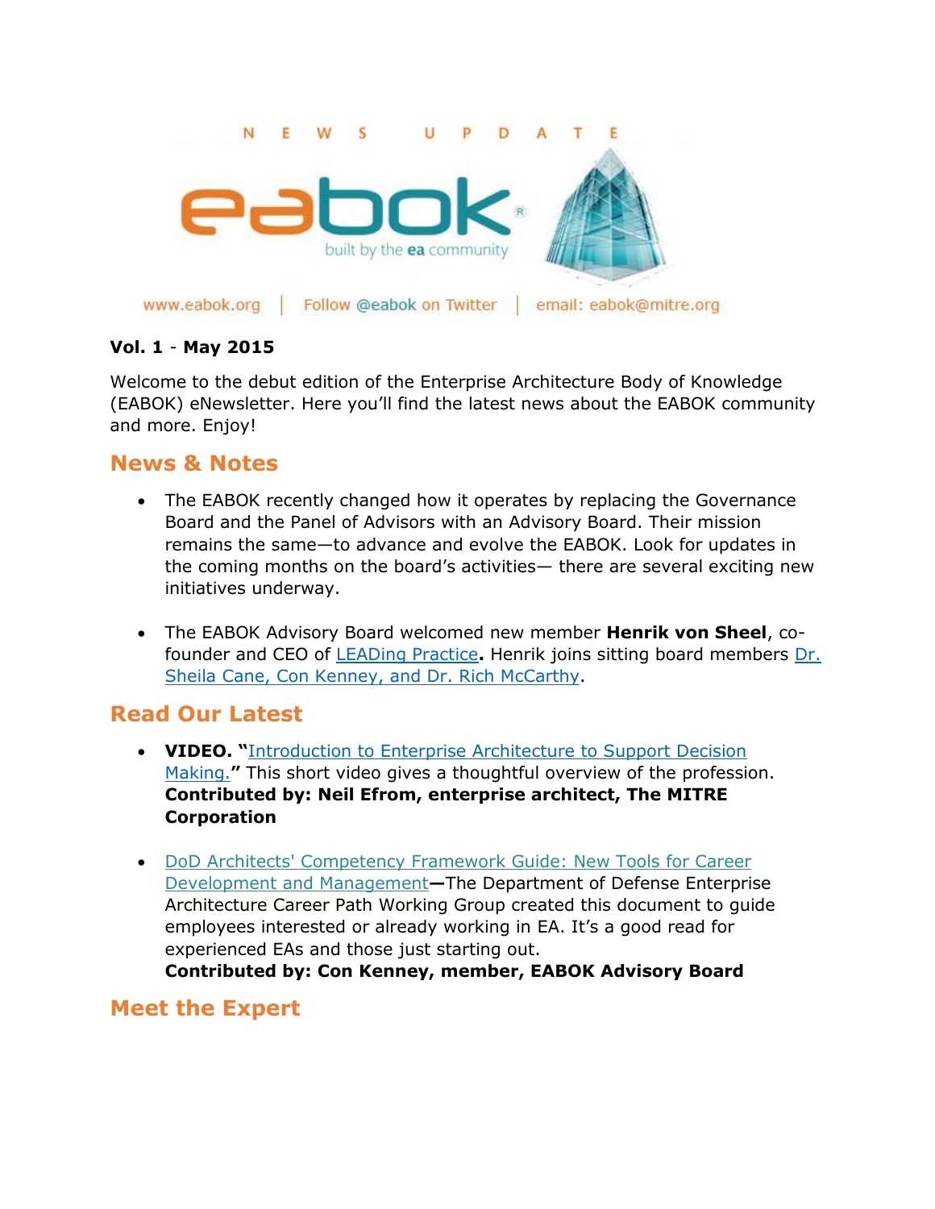N E W S U P D A T E

eabok
built by the ea community

www.eabok.org | Follow @eabok on Twitter | email: eabok@mitre.org

**Vol. 1** - **May 2015**

Welcome to the debut edition of the Enterprise Architecture Body of Knowledge (EABOK) eNewsletter. Here you'll find the latest news about the EABOK community and more. Enjoy!

## News & Notes

- The EABOK recently changed how it operates by replacing the Governance Board and the Panel of Advisors with an Advisory Board. Their mission remains the same—to advance and evolve the EABOK. Look for updates in the coming months on the board's activities— there are several exciting new initiatives underway.

- The EABOK Advisory Board welcomed new member **Henrik von Sheel**, co-founder and CEO of LEADing Practice**.** Henrik joins sitting board members Dr. Sheila Cane, Con Kenney, and Dr. Rich McCarthy.

## Read Our Latest

- **VIDEO. "**Introduction to Enterprise Architecture to Support Decision Making.**"** This short video gives a thoughtful overview of the profession. **Contributed by: Neil Efrom, enterprise architect, The MITRE Corporation**

- DoD Architects' Competency Framework Guide: New Tools for Career Development and Management**—**The Department of Defense Enterprise Architecture Career Path Working Group created this document to guide employees interested or already working in EA. It's a good read for experienced EAs and those just starting out.
**Contributed by: Con Kenney, member, EABOK Advisory Board**

## Meet the Expert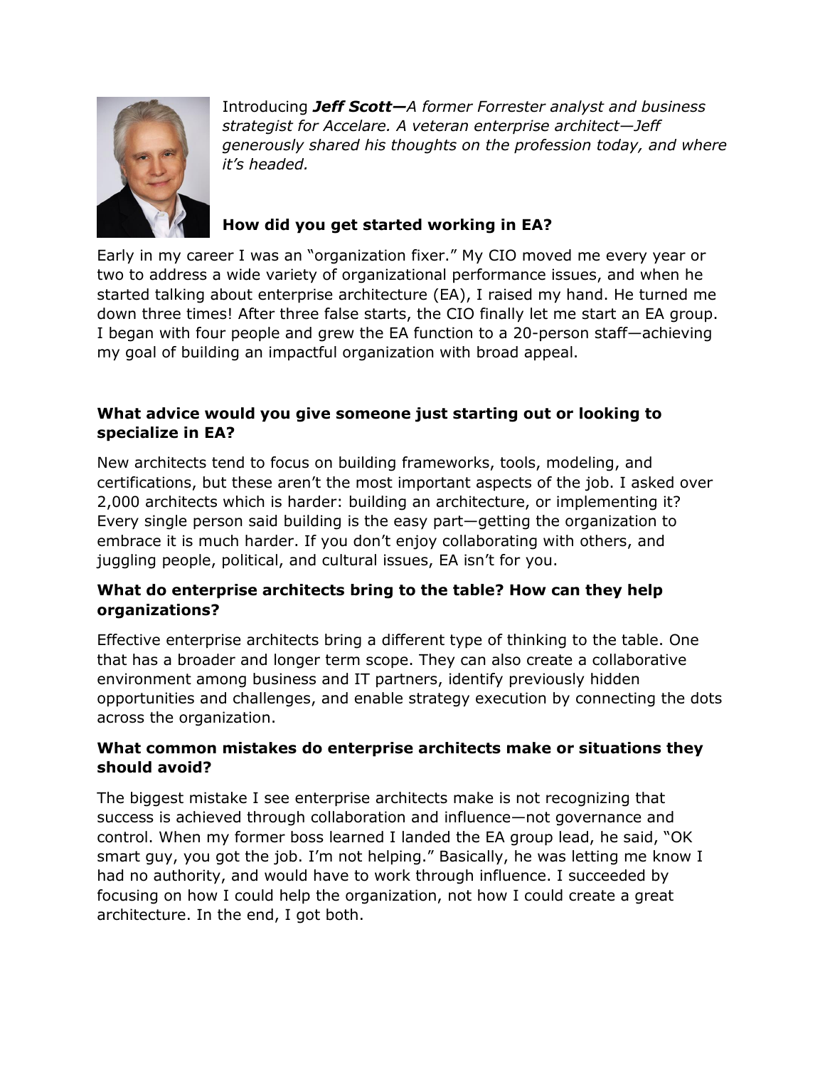Introducing ***Jeff Scott—****A former Forrester analyst and business strategist for Accelare. A veteran enterprise architect—Jeff generously shared his thoughts on the profession today, and where it's headed.*

**How did you get started working in EA?**

Early in my career I was an "organization fixer." My CIO moved me every year or two to address a wide variety of organizational performance issues, and when he started talking about enterprise architecture (EA), I raised my hand. He turned me down three times! After three false starts, the CIO finally let me start an EA group. I began with four people and grew the EA function to a 20-person staff—achieving my goal of building an impactful organization with broad appeal.

**What advice would you give someone just starting out or looking to specialize in EA?**

New architects tend to focus on building frameworks, tools, modeling, and certifications, but these aren't the most important aspects of the job. I asked over 2,000 architects which is harder: building an architecture, or implementing it? Every single person said building is the easy part—getting the organization to embrace it is much harder. If you don't enjoy collaborating with others, and juggling people, political, and cultural issues, EA isn't for you.

**What do enterprise architects bring to the table? How can they help organizations?**

Effective enterprise architects bring a different type of thinking to the table. One that has a broader and longer term scope. They can also create a collaborative environment among business and IT partners, identify previously hidden opportunities and challenges, and enable strategy execution by connecting the dots across the organization.

**What common mistakes do enterprise architects make or situations they should avoid?**

The biggest mistake I see enterprise architects make is not recognizing that success is achieved through collaboration and influence—not governance and control. When my former boss learned I landed the EA group lead, he said, "OK smart guy, you got the job. I'm not helping." Basically, he was letting me know I had no authority, and would have to work through influence. I succeeded by focusing on how I could help the organization, not how I could create a great architecture. In the end, I got both.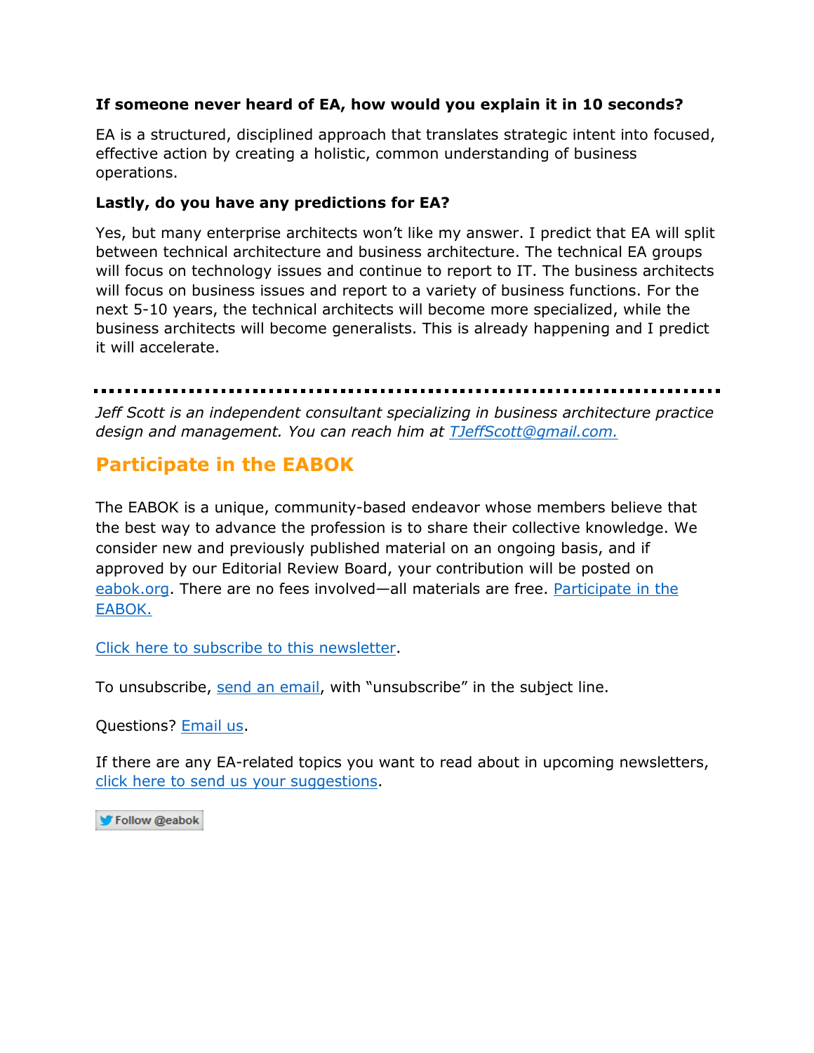**If someone never heard of EA, how would you explain it in 10 seconds?**

EA is a structured, disciplined approach that translates strategic intent into focused, effective action by creating a holistic, common understanding of business operations.

**Lastly, do you have any predictions for EA?**

Yes, but many enterprise architects won't like my answer. I predict that EA will split between technical architecture and business architecture. The technical EA groups will focus on technology issues and continue to report to IT. The business architects will focus on business issues and report to a variety of business functions. For the next 5-10 years, the technical architects will become more specialized, while the business architects will become generalists. This is already happening and I predict it will accelerate.

---

*Jeff Scott is an independent consultant specializing in business architecture practice design and management. You can reach him at TJeffScott@gmail.com.*

## Participate in the EABOK

The EABOK is a unique, community-based endeavor whose members believe that the best way to advance the profession is to share their collective knowledge. We consider new and previously published material on an ongoing basis, and if approved by our Editorial Review Board, your contribution will be posted on eabok.org. There are no fees involved—all materials are free. Participate in the EABOK.

Click here to subscribe to this newsletter.

To unsubscribe, send an email, with "unsubscribe" in the subject line.

Questions? Email us.

If there are any EA-related topics you want to read about in upcoming newsletters, click here to send us your suggestions.

Follow @eabok